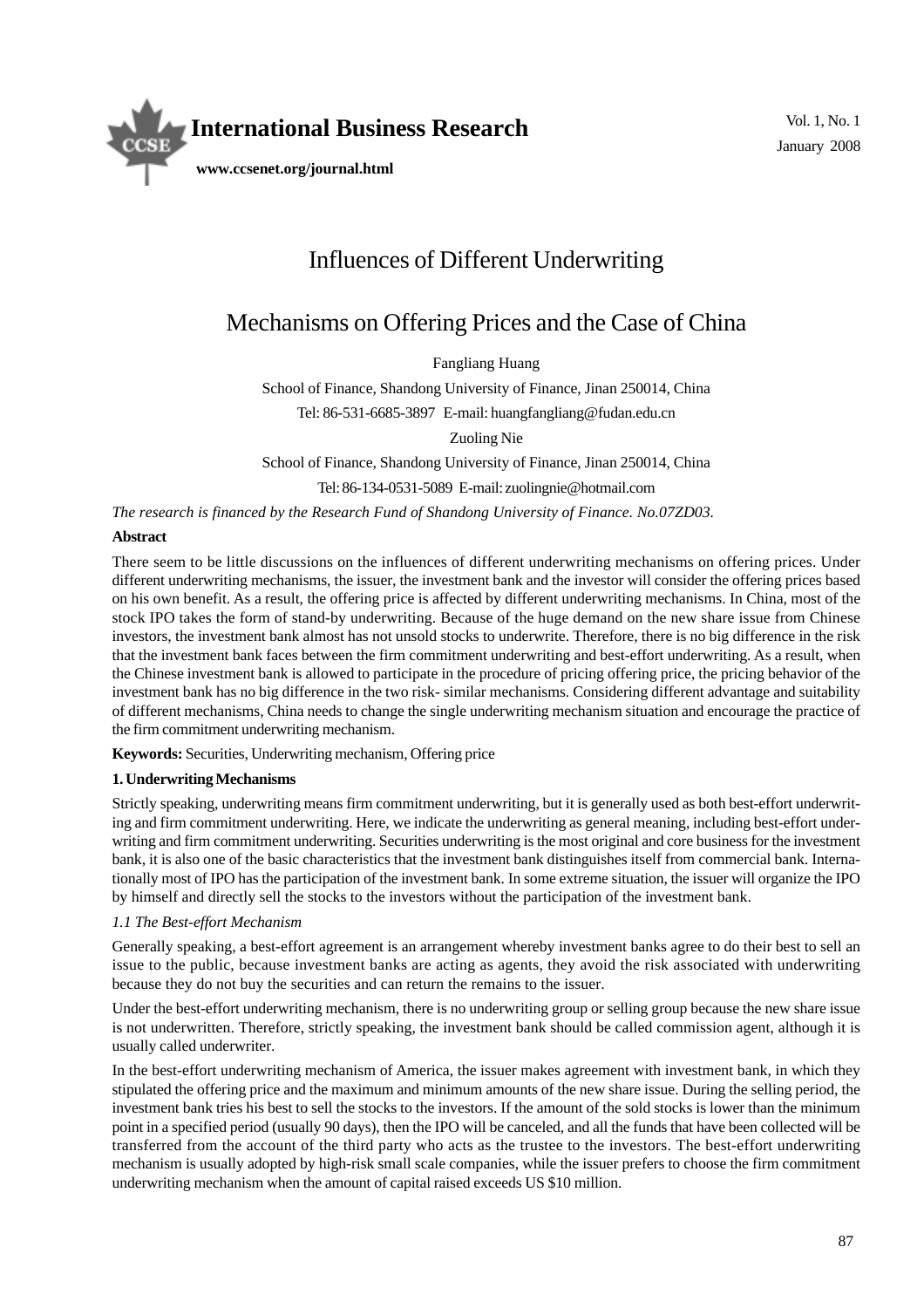# Influences of Different Underwriting Mechanisms on Offering Prices and the Case of China

Fangliang Huang

School of Finance, Shandong University of Finance, Jinan 250014, China

Tel: 86-531-6685-3897 E-mail: huangfangliang@fudan.edu.cn

Zuoling Nie

School of Finance, Shandong University of Finance, Jinan 250014, China

Tel: 86-134-0531-5089 E-mail: zuolingnie@hotmail.com

*The research is financed by the Research Fund of Shandong University of Finance. No.07ZD03.*

**Abstract**

There seem to be little discussions on the influences of different underwriting mechanisms on offering prices. Under different underwriting mechanisms, the issuer, the investment bank and the investor will consider the offering prices based on his own benefit. As a result, the offering price is affected by different underwriting mechanisms. In China, most of the stock IPO takes the form of stand-by underwriting. Because of the huge demand on the new share issue from Chinese investors, the investment bank almost has not unsold stocks to underwrite. Therefore, there is no big difference in the risk that the investment bank faces between the firm commitment underwriting and best-effort underwriting. As a result, when the Chinese investment bank is allowed to participate in the procedure of pricing offering price, the pricing behavior of the investment bank has no big difference in the two risk- similar mechanisms. Considering different advantage and suitability of different mechanisms, China needs to change the single underwriting mechanism situation and encourage the practice of the firm commitment underwriting mechanism.

**Keywords:** Securities, Underwriting mechanism, Offering price

## 1. Underwriting Mechanisms

Strictly speaking, underwriting means firm commitment underwriting, but it is generally used as both best-effort underwriting and firm commitment underwriting. Here, we indicate the underwriting as general meaning, including best-effort underwriting and firm commitment underwriting. Securities underwriting is the most original and core business for the investment bank, it is also one of the basic characteristics that the investment bank distinguishes itself from commercial bank. Internationally most of IPO has the participation of the investment bank. In some extreme situation, the issuer will organize the IPO by himself and directly sell the stocks to the investors without the participation of the investment bank.

### *1.1 The Best-effort Mechanism*

Generally speaking, a best-effort agreement is an arrangement whereby investment banks agree to do their best to sell an issue to the public, because investment banks are acting as agents, they avoid the risk associated with underwriting because they do not buy the securities and can return the remains to the issuer.

Under the best-effort underwriting mechanism, there is no underwriting group or selling group because the new share issue is not underwritten. Therefore, strictly speaking, the investment bank should be called commission agent, although it is usually called underwriter.

In the best-effort underwriting mechanism of America, the issuer makes agreement with investment bank, in which they stipulated the offering price and the maximum and minimum amounts of the new share issue. During the selling period, the investment bank tries his best to sell the stocks to the investors. If the amount of the sold stocks is lower than the minimum point in a specified period (usually 90 days), then the IPO will be canceled, and all the funds that have been collected will be transferred from the account of the third party who acts as the trustee to the investors. The best-effort underwriting mechanism is usually adopted by high-risk small scale companies, while the issuer prefers to choose the firm commitment underwriting mechanism when the amount of capital raised exceeds US $10 million.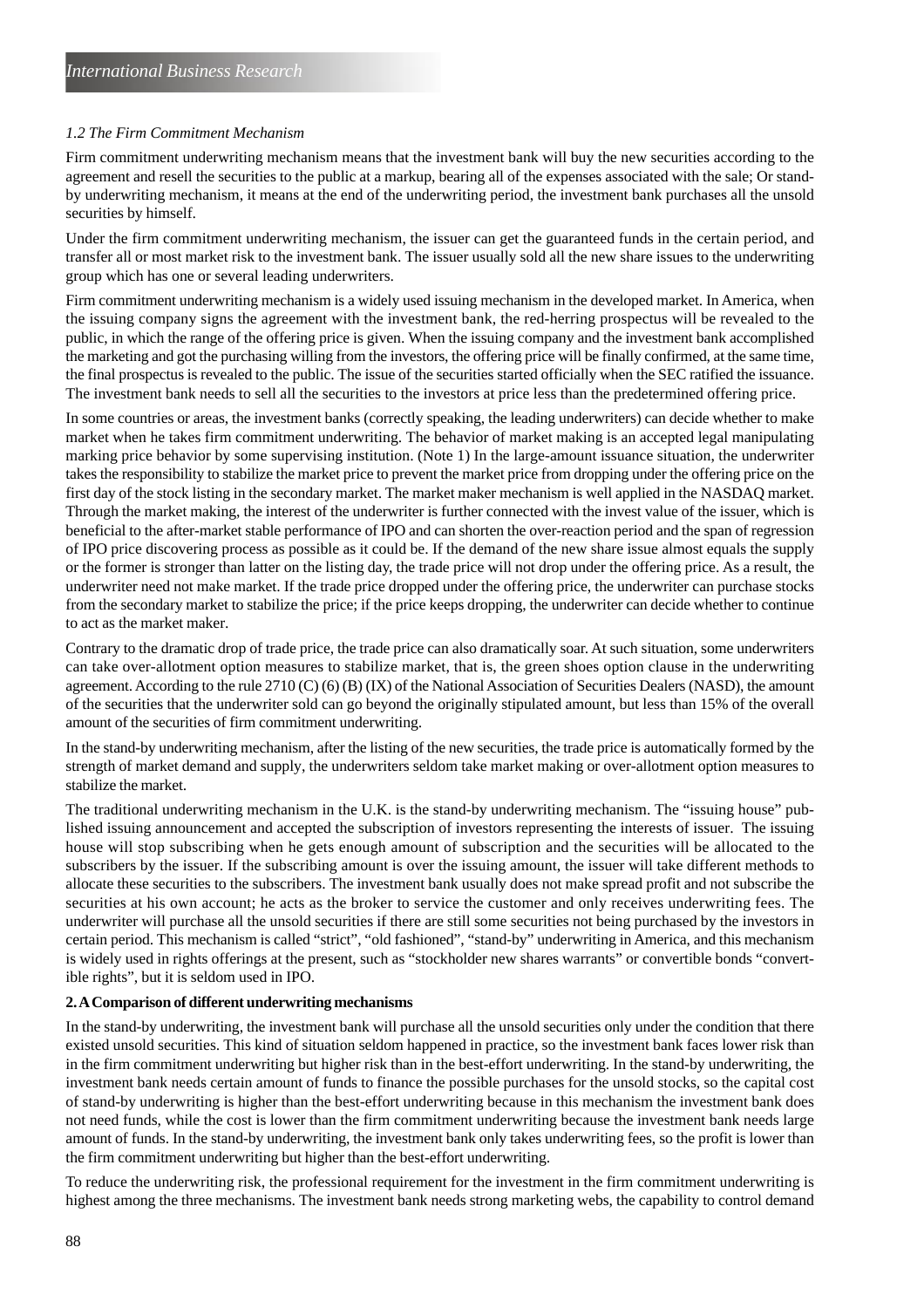### *1.2 The Firm Commitment Mechanism*

Firm commitment underwriting mechanism means that the investment bank will buy the new securities according to the agreement and resell the securities to the public at a markup, bearing all of the expenses associated with the sale; Or stand-by underwriting mechanism, it means at the end of the underwriting period, the investment bank purchases all the unsold securities by himself.

Under the firm commitment underwriting mechanism, the issuer can get the guaranteed funds in the certain period, and transfer all or most market risk to the investment bank. The issuer usually sold all the new share issues to the underwriting group which has one or several leading underwriters.

Firm commitment underwriting mechanism is a widely used issuing mechanism in the developed market. In America, when the issuing company signs the agreement with the investment bank, the red-herring prospectus will be revealed to the public, in which the range of the offering price is given. When the issuing company and the investment bank accomplished the marketing and got the purchasing willing from the investors, the offering price will be finally confirmed, at the same time, the final prospectus is revealed to the public. The issue of the securities started officially when the SEC ratified the issuance. The investment bank needs to sell all the securities to the investors at price less than the predetermined offering price.

In some countries or areas, the investment banks (correctly speaking, the leading underwriters) can decide whether to make market when he takes firm commitment underwriting. The behavior of market making is an accepted legal manipulating marking price behavior by some supervising institution. (Note 1) In the large-amount issuance situation, the underwriter takes the responsibility to stabilize the market price to prevent the market price from dropping under the offering price on the first day of the stock listing in the secondary market. The market maker mechanism is well applied in the NASDAQ market. Through the market making, the interest of the underwriter is further connected with the invest value of the issuer, which is beneficial to the after-market stable performance of IPO and can shorten the over-reaction period and the span of regression of IPO price discovering process as possible as it could be. If the demand of the new share issue almost equals the supply or the former is stronger than latter on the listing day, the trade price will not drop under the offering price. As a result, the underwriter need not make market. If the trade price dropped under the offering price, the underwriter can purchase stocks from the secondary market to stabilize the price; if the price keeps dropping, the underwriter can decide whether to continue to act as the market maker.

Contrary to the dramatic drop of trade price, the trade price can also dramatically soar. At such situation, some underwriters can take over-allotment option measures to stabilize market, that is, the green shoes option clause in the underwriting agreement. According to the rule 2710 (C) (6) (B) (IX) of the National Association of Securities Dealers (NASD), the amount of the securities that the underwriter sold can go beyond the originally stipulated amount, but less than 15% of the overall amount of the securities of firm commitment underwriting.

In the stand-by underwriting mechanism, after the listing of the new securities, the trade price is automatically formed by the strength of market demand and supply, the underwriters seldom take market making or over-allotment option measures to stabilize the market.

The traditional underwriting mechanism in the U.K. is the stand-by underwriting mechanism. The "issuing house" published issuing announcement and accepted the subscription of investors representing the interests of issuer. The issuing house will stop subscribing when he gets enough amount of subscription and the securities will be allocated to the subscribers by the issuer. If the subscribing amount is over the issuing amount, the issuer will take different methods to allocate these securities to the subscribers. The investment bank usually does not make spread profit and not subscribe the securities at his own account; he acts as the broker to service the customer and only receives underwriting fees. The underwriter will purchase all the unsold securities if there are still some securities not being purchased by the investors in certain period. This mechanism is called "strict", "old fashioned", "stand-by" underwriting in America, and this mechanism is widely used in rights offerings at the present, such as "stockholder new shares warrants" or convertible bonds "convertible rights", but it is seldom used in IPO.

## 2. A Comparison of different underwriting mechanisms

In the stand-by underwriting, the investment bank will purchase all the unsold securities only under the condition that there existed unsold securities. This kind of situation seldom happened in practice, so the investment bank faces lower risk than in the firm commitment underwriting but higher risk than in the best-effort underwriting. In the stand-by underwriting, the investment bank needs certain amount of funds to finance the possible purchases for the unsold stocks, so the capital cost of stand-by underwriting is higher than the best-effort underwriting because in this mechanism the investment bank does not need funds, while the cost is lower than the firm commitment underwriting because the investment bank needs large amount of funds. In the stand-by underwriting, the investment bank only takes underwriting fees, so the profit is lower than the firm commitment underwriting but higher than the best-effort underwriting.

To reduce the underwriting risk, the professional requirement for the investment in the firm commitment underwriting is highest among the three mechanisms. The investment bank needs strong marketing webs, the capability to control demand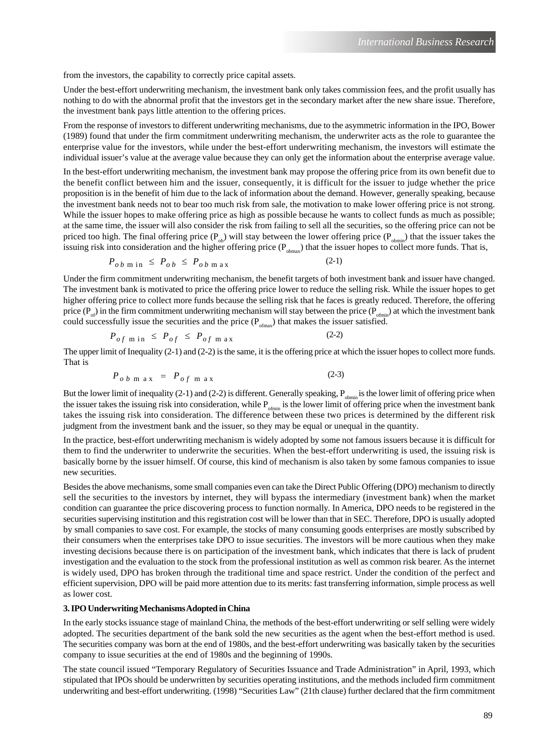from the investors, the capability to correctly price capital assets.

Under the best-effort underwriting mechanism, the investment bank only takes commission fees, and the profit usually has nothing to do with the abnormal profit that the investors get in the secondary market after the new share issue. Therefore, the investment bank pays little attention to the offering prices.

From the response of investors to different underwriting mechanisms, due to the asymmetric information in the IPO, Bower (1989) found that under the firm commitment underwriting mechanism, the underwriter acts as the role to guarantee the enterprise value for the investors, while under the best-effort underwriting mechanism, the investors will estimate the individual issuer's value at the average value because they can only get the information about the enterprise average value.

In the best-effort underwriting mechanism, the investment bank may propose the offering price from its own benefit due to the benefit conflict between him and the issuer, consequently, it is difficult for the issuer to judge whether the price proposition is in the benefit of him due to the lack of information about the demand. However, generally speaking, because the investment bank needs not to bear too much risk from sale, the motivation to make lower offering price is not strong. While the issuer hopes to make offering price as high as possible because he wants to collect funds as much as possible; at the same time, the issuer will also consider the risk from failing to sell all the securities, so the offering price can not be priced too high. The final offering price ($P_{ob}$) will stay between the lower offering price ($P_{obmin}$) that the issuer takes the issuing risk into consideration and the higher offering price ($P_{obmax}$) that the issuer hopes to collect more funds. That is,

$$P_{ob\min} \leq P_{ob} \leq P_{ob\max} \tag{2-1}$$

Under the firm commitment underwriting mechanism, the benefit targets of both investment bank and issuer have changed. The investment bank is motivated to price the offering price lower to reduce the selling risk. While the issuer hopes to get higher offering price to collect more funds because the selling risk that he faces is greatly reduced. Therefore, the offering price ($P_{of}$) in the firm commitment underwriting mechanism will stay between the price ($P_{ofmin}$) at which the investment bank could successfully issue the securities and the price ($P_{ofmax}$) that makes the issuer satisfied.

$$P_{of\min} \leq P_{of} \leq P_{of\max} \tag{2-2}$$

The upper limit of Inequality (2-1) and (2-2) is the same, it is the offering price at which the issuer hopes to collect more funds. That is

$$P_{ob\max} = P_{of\max} \tag{2-3}$$

But the lower limit of inequality (2-1) and (2-2) is different. Generally speaking, $P_{obmin}$ is the lower limit of offering price when the issuer takes the issuing risk into consideration, while $P_{ofmin}$ is the lower limit of offering price when the investment bank takes the issuing risk into consideration. The difference between these two prices is determined by the different risk judgment from the investment bank and the issuer, so they may be equal or unequal in the quantity.

In the practice, best-effort underwriting mechanism is widely adopted by some not famous issuers because it is difficult for them to find the underwriter to underwrite the securities. When the best-effort underwriting is used, the issuing risk is basically borne by the issuer himself. Of course, this kind of mechanism is also taken by some famous companies to issue new securities.

Besides the above mechanisms, some small companies even can take the Direct Public Offering (DPO) mechanism to directly sell the securities to the investors by internet, they will bypass the intermediary (investment bank) when the market condition can guarantee the price discovering process to function normally. In America, DPO needs to be registered in the securities supervising institution and this registration cost will be lower than that in SEC. Therefore, DPO is usually adopted by small companies to save cost. For example, the stocks of many consuming goods enterprises are mostly subscribed by their consumers when the enterprises take DPO to issue securities. The investors will be more cautious when they make investing decisions because there is on participation of the investment bank, which indicates that there is lack of prudent investigation and the evaluation to the stock from the professional institution as well as common risk bearer. As the internet is widely used, DPO has broken through the traditional time and space restrict. Under the condition of the perfect and efficient supervision, DPO will be paid more attention due to its merits: fast transferring information, simple process as well as lower cost.

## 3. IPO Underwriting Mechanisms Adopted in China

In the early stocks issuance stage of mainland China, the methods of the best-effort underwriting or self selling were widely adopted. The securities department of the bank sold the new securities as the agent when the best-effort method is used. The securities company was born at the end of 1980s, and the best-effort underwriting was basically taken by the securities company to issue securities at the end of 1980s and the beginning of 1990s.

The state council issued "Temporary Regulatory of Securities Issuance and Trade Administration" in April, 1993, which stipulated that IPOs should be underwritten by securities operating institutions, and the methods included firm commitment underwriting and best-effort underwriting. (1998) "Securities Law" (21th clause) further declared that the firm commitment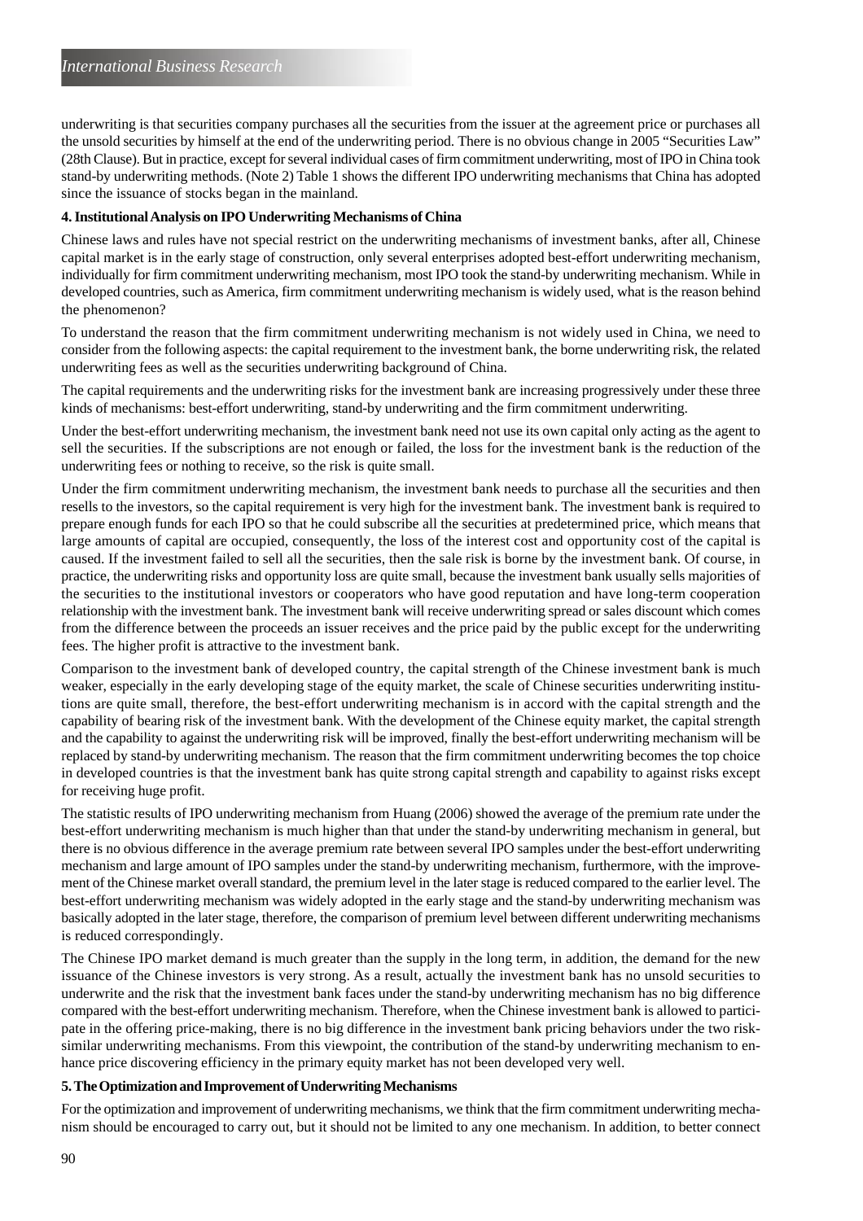underwriting is that securities company purchases all the securities from the issuer at the agreement price or purchases all the unsold securities by himself at the end of the underwriting period. There is no obvious change in 2005 "Securities Law" (28th Clause). But in practice, except for several individual cases of firm commitment underwriting, most of IPO in China took stand-by underwriting methods. (Note 2) Table 1 shows the different IPO underwriting mechanisms that China has adopted since the issuance of stocks began in the mainland.

## 4. Institutional Analysis on IPO Underwriting Mechanisms of China

Chinese laws and rules have not special restrict on the underwriting mechanisms of investment banks, after all, Chinese capital market is in the early stage of construction, only several enterprises adopted best-effort underwriting mechanism, individually for firm commitment underwriting mechanism, most IPO took the stand-by underwriting mechanism. While in developed countries, such as America, firm commitment underwriting mechanism is widely used, what is the reason behind the phenomenon?

To understand the reason that the firm commitment underwriting mechanism is not widely used in China, we need to consider from the following aspects: the capital requirement to the investment bank, the borne underwriting risk, the related underwriting fees as well as the securities underwriting background of China.

The capital requirements and the underwriting risks for the investment bank are increasing progressively under these three kinds of mechanisms: best-effort underwriting, stand-by underwriting and the firm commitment underwriting.

Under the best-effort underwriting mechanism, the investment bank need not use its own capital only acting as the agent to sell the securities. If the subscriptions are not enough or failed, the loss for the investment bank is the reduction of the underwriting fees or nothing to receive, so the risk is quite small.

Under the firm commitment underwriting mechanism, the investment bank needs to purchase all the securities and then resells to the investors, so the capital requirement is very high for the investment bank. The investment bank is required to prepare enough funds for each IPO so that he could subscribe all the securities at predetermined price, which means that large amounts of capital are occupied, consequently, the loss of the interest cost and opportunity cost of the capital is caused. If the investment failed to sell all the securities, then the sale risk is borne by the investment bank. Of course, in practice, the underwriting risks and opportunity loss are quite small, because the investment bank usually sells majorities of the securities to the institutional investors or cooperators who have good reputation and have long-term cooperation relationship with the investment bank. The investment bank will receive underwriting spread or sales discount which comes from the difference between the proceeds an issuer receives and the price paid by the public except for the underwriting fees. The higher profit is attractive to the investment bank.

Comparison to the investment bank of developed country, the capital strength of the Chinese investment bank is much weaker, especially in the early developing stage of the equity market, the scale of Chinese securities underwriting institutions are quite small, therefore, the best-effort underwriting mechanism is in accord with the capital strength and the capability of bearing risk of the investment bank. With the development of the Chinese equity market, the capital strength and the capability to against the underwriting risk will be improved, finally the best-effort underwriting mechanism will be replaced by stand-by underwriting mechanism. The reason that the firm commitment underwriting becomes the top choice in developed countries is that the investment bank has quite strong capital strength and capability to against risks except for receiving huge profit.

The statistic results of IPO underwriting mechanism from Huang (2006) showed the average of the premium rate under the best-effort underwriting mechanism is much higher than that under the stand-by underwriting mechanism in general, but there is no obvious difference in the average premium rate between several IPO samples under the best-effort underwriting mechanism and large amount of IPO samples under the stand-by underwriting mechanism, furthermore, with the improvement of the Chinese market overall standard, the premium level in the later stage is reduced compared to the earlier level. The best-effort underwriting mechanism was widely adopted in the early stage and the stand-by underwriting mechanism was basically adopted in the later stage, therefore, the comparison of premium level between different underwriting mechanisms is reduced correspondingly.

The Chinese IPO market demand is much greater than the supply in the long term, in addition, the demand for the new issuance of the Chinese investors is very strong. As a result, actually the investment bank has no unsold securities to underwrite and the risk that the investment bank faces under the stand-by underwriting mechanism has no big difference compared with the best-effort underwriting mechanism. Therefore, when the Chinese investment bank is allowed to participate in the offering price-making, there is no big difference in the investment bank pricing behaviors under the two risk-similar underwriting mechanisms. From this viewpoint, the contribution of the stand-by underwriting mechanism to enhance price discovering efficiency in the primary equity market has not been developed very well.

## 5. The Optimization and Improvement of Underwriting Mechanisms

For the optimization and improvement of underwriting mechanisms, we think that the firm commitment underwriting mechanism should be encouraged to carry out, but it should not be limited to any one mechanism. In addition, to better connect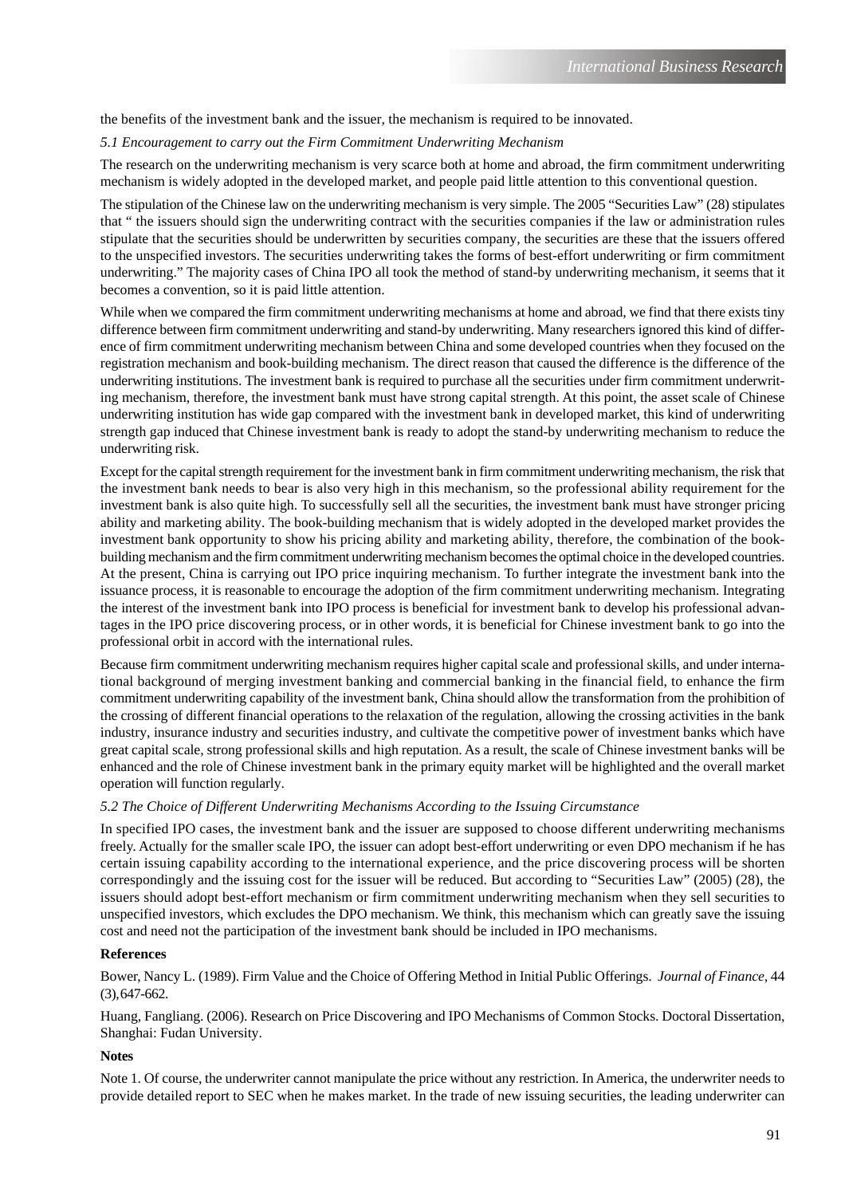the benefits of the investment bank and the issuer, the mechanism is required to be innovated.

### *5.1 Encouragement to carry out the Firm Commitment Underwriting Mechanism*

The research on the underwriting mechanism is very scarce both at home and abroad, the firm commitment underwriting mechanism is widely adopted in the developed market, and people paid little attention to this conventional question.

The stipulation of the Chinese law on the underwriting mechanism is very simple. The 2005 "Securities Law" (28) stipulates that " the issuers should sign the underwriting contract with the securities companies if the law or administration rules stipulate that the securities should be underwritten by securities company, the securities are these that the issuers offered to the unspecified investors. The securities underwriting takes the forms of best-effort underwriting or firm commitment underwriting." The majority cases of China IPO all took the method of stand-by underwriting mechanism, it seems that it becomes a convention, so it is paid little attention.

While when we compared the firm commitment underwriting mechanisms at home and abroad, we find that there exists tiny difference between firm commitment underwriting and stand-by underwriting. Many researchers ignored this kind of difference of firm commitment underwriting mechanism between China and some developed countries when they focused on the registration mechanism and book-building mechanism. The direct reason that caused the difference is the difference of the underwriting institutions. The investment bank is required to purchase all the securities under firm commitment underwriting mechanism, therefore, the investment bank must have strong capital strength. At this point, the asset scale of Chinese underwriting institution has wide gap compared with the investment bank in developed market, this kind of underwriting strength gap induced that Chinese investment bank is ready to adopt the stand-by underwriting mechanism to reduce the underwriting risk.

Except for the capital strength requirement for the investment bank in firm commitment underwriting mechanism, the risk that the investment bank needs to bear is also very high in this mechanism, so the professional ability requirement for the investment bank is also quite high. To successfully sell all the securities, the investment bank must have stronger pricing ability and marketing ability. The book-building mechanism that is widely adopted in the developed market provides the investment bank opportunity to show his pricing ability and marketing ability, therefore, the combination of the book-building mechanism and the firm commitment underwriting mechanism becomes the optimal choice in the developed countries. At the present, China is carrying out IPO price inquiring mechanism. To further integrate the investment bank into the issuance process, it is reasonable to encourage the adoption of the firm commitment underwriting mechanism. Integrating the interest of the investment bank into IPO process is beneficial for investment bank to develop his professional advantages in the IPO price discovering process, or in other words, it is beneficial for Chinese investment bank to go into the professional orbit in accord with the international rules.

Because firm commitment underwriting mechanism requires higher capital scale and professional skills, and under international background of merging investment banking and commercial banking in the financial field, to enhance the firm commitment underwriting capability of the investment bank, China should allow the transformation from the prohibition of the crossing of different financial operations to the relaxation of the regulation, allowing the crossing activities in the bank industry, insurance industry and securities industry, and cultivate the competitive power of investment banks which have great capital scale, strong professional skills and high reputation. As a result, the scale of Chinese investment banks will be enhanced and the role of Chinese investment bank in the primary equity market will be highlighted and the overall market operation will function regularly.

### *5.2 The Choice of Different Underwriting Mechanisms According to the Issuing Circumstance*

In specified IPO cases, the investment bank and the issuer are supposed to choose different underwriting mechanisms freely. Actually for the smaller scale IPO, the issuer can adopt best-effort underwriting or even DPO mechanism if he has certain issuing capability according to the international experience, and the price discovering process will be shorten correspondingly and the issuing cost for the issuer will be reduced. But according to "Securities Law" (2005) (28), the issuers should adopt best-effort mechanism or firm commitment underwriting mechanism when they sell securities to unspecified investors, which excludes the DPO mechanism. We think, this mechanism which can greatly save the issuing cost and need not the participation of the investment bank should be included in IPO mechanisms.

**References**

Bower, Nancy L. (1989). Firm Value and the Choice of Offering Method in Initial Public Offerings. *Journal of Finance*, 44 (3), 647-662.

Huang, Fangliang. (2006). Research on Price Discovering and IPO Mechanisms of Common Stocks. Doctoral Dissertation, Shanghai: Fudan University.

**Notes**

Note 1. Of course, the underwriter cannot manipulate the price without any restriction. In America, the underwriter needs to provide detailed report to SEC when he makes market. In the trade of new issuing securities, the leading underwriter can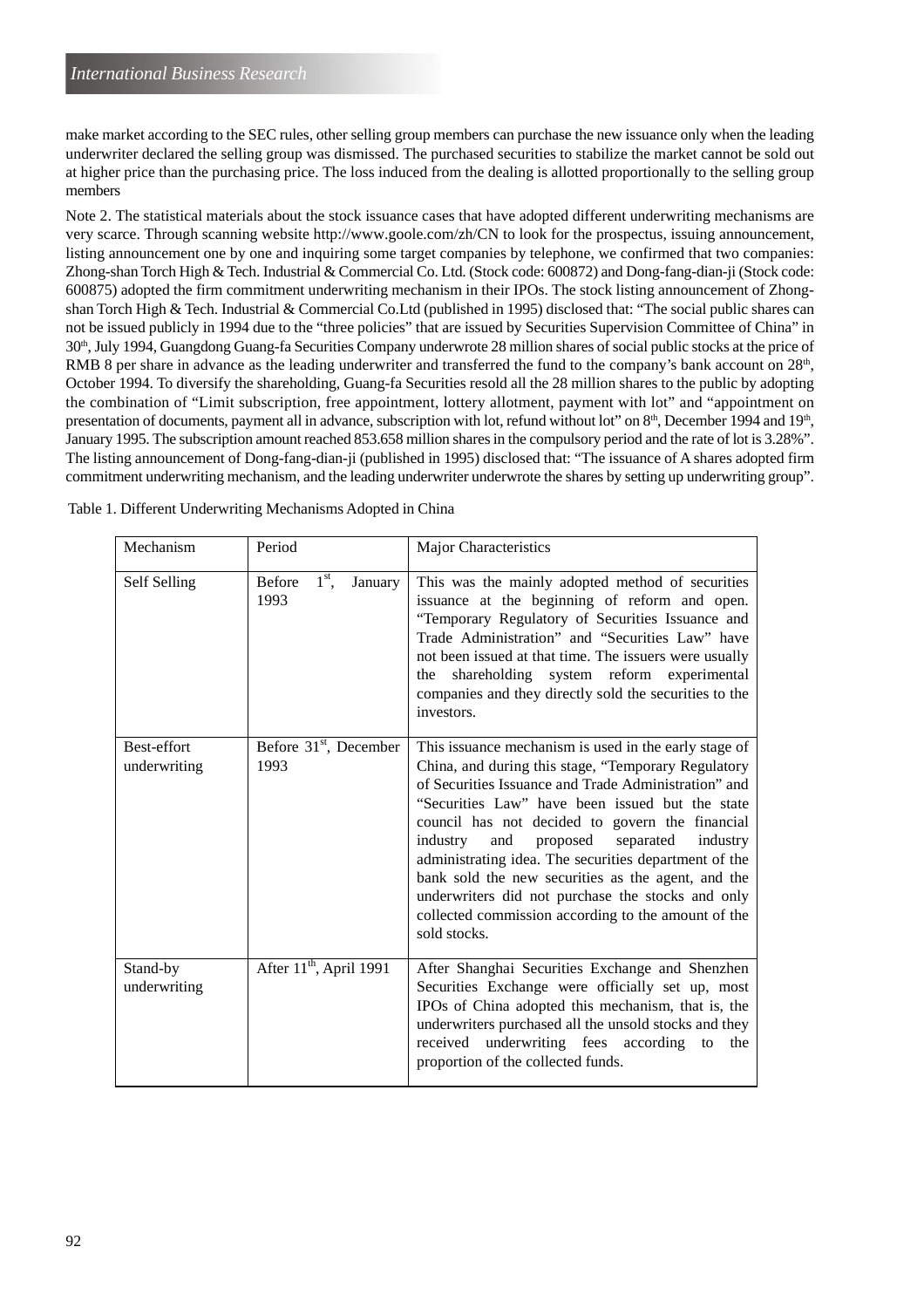make market according to the SEC rules, other selling group members can purchase the new issuance only when the leading underwriter declared the selling group was dismissed. The purchased securities to stabilize the market cannot be sold out at higher price than the purchasing price. The loss induced from the dealing is allotted proportionally to the selling group members

Note 2. The statistical materials about the stock issuance cases that have adopted different underwriting mechanisms are very scarce. Through scanning website http://www.goole.com/zh/CN to look for the prospectus, issuing announcement, listing announcement one by one and inquiring some target companies by telephone, we confirmed that two companies: Zhong-shan Torch High & Tech. Industrial & Commercial Co. Ltd. (Stock code: 600872) and Dong-fang-dian-ji (Stock code: 600875) adopted the firm commitment underwriting mechanism in their IPOs. The stock listing announcement of Zhong-shan Torch High & Tech. Industrial & Commercial Co.Ltd (published in 1995) disclosed that: "The social public shares can not be issued publicly in 1994 due to the "three policies" that are issued by Securities Supervision Committee of China" in 30th, July 1994, Guangdong Guang-fa Securities Company underwrote 28 million shares of social public stocks at the price of RMB 8 per share in advance as the leading underwriter and transferred the fund to the company's bank account on 28th, October 1994. To diversify the shareholding, Guang-fa Securities resold all the 28 million shares to the public by adopting the combination of "Limit subscription, free appointment, lottery allotment, payment with lot" and "appointment on presentation of documents, payment all in advance, subscription with lot, refund without lot" on 8th, December 1994 and 19th, January 1995. The subscription amount reached 853.658 million shares in the compulsory period and the rate of lot is 3.28%". The listing announcement of Dong-fang-dian-ji (published in 1995) disclosed that: "The issuance of A shares adopted firm commitment underwriting mechanism, and the leading underwriter underwrote the shares by setting up underwriting group".

Table 1. Different Underwriting Mechanisms Adopted in China

| Mechanism | Period | Major Characteristics |
|---|---|---|
| Self Selling | Before 1st, January 1993 | This was the mainly adopted method of securities issuance at the beginning of reform and open. "Temporary Regulatory of Securities Issuance and Trade Administration" and "Securities Law" have not been issued at that time. The issuers were usually the shareholding system reform experimental companies and they directly sold the securities to the investors. |
| Best-effort underwriting | Before 31st, December 1993 | This issuance mechanism is used in the early stage of China, and during this stage, "Temporary Regulatory of Securities Issuance and Trade Administration" and "Securities Law" have been issued but the state council has not decided to govern the financial industry and proposed separated industry administrating idea. The securities department of the bank sold the new securities as the agent, and the underwriters did not purchase the stocks and only collected commission according to the amount of the sold stocks. |
| Stand-by underwriting | After 11th, April 1991 | After Shanghai Securities Exchange and Shenzhen Securities Exchange were officially set up, most IPOs of China adopted this mechanism, that is, the underwriters purchased all the unsold stocks and they received underwriting fees according to the proportion of the collected funds. |